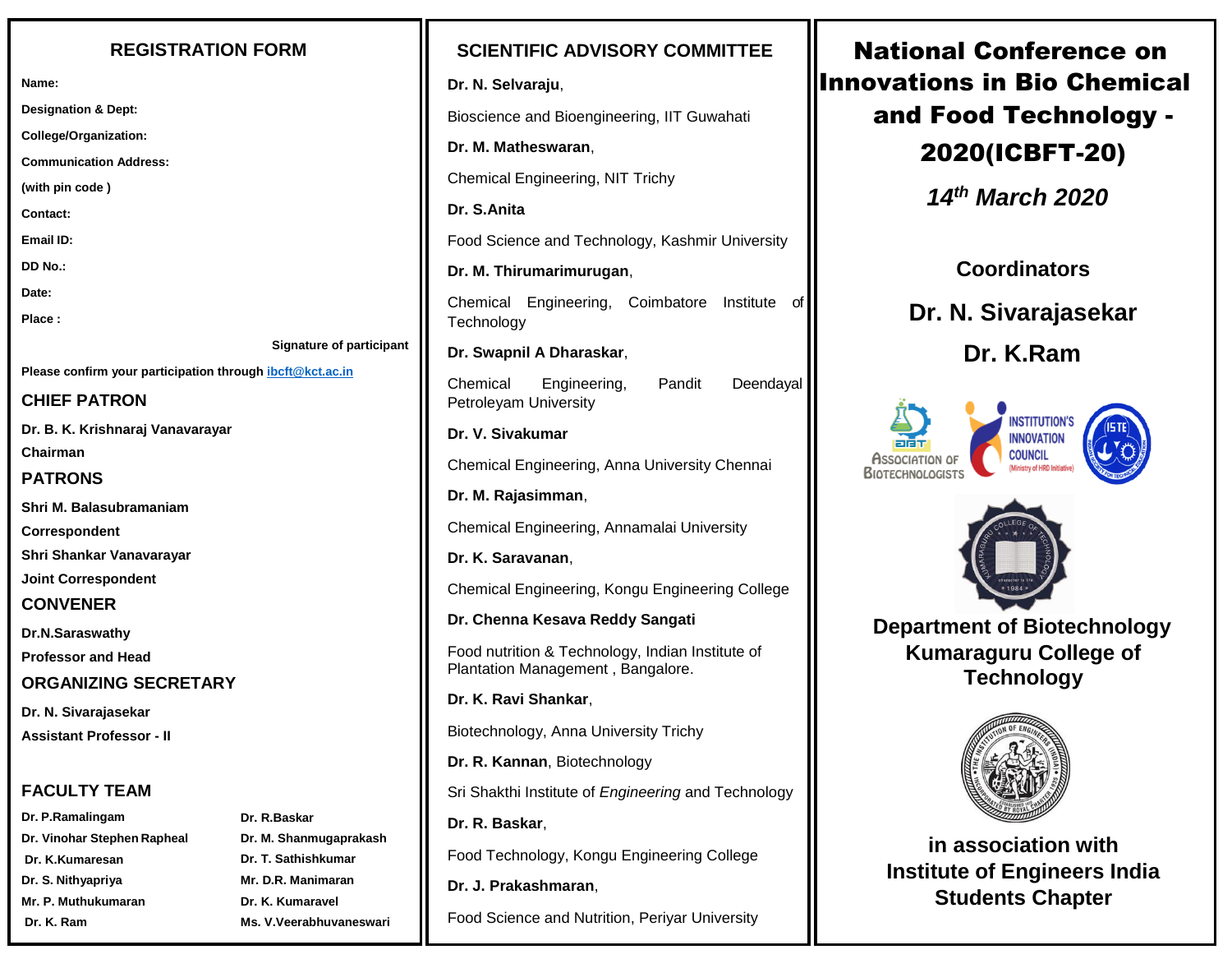## REGISTRATION FORM

**Name:**

**Designation & Dept:**

**College/Organization:**

**Communication Address:**

**(with pin code )**

**Contact:**

**Email ID:**

**DD No.:**

**Date:**

**Place :**

**Signature of participant**

**Please confirm your participation through ibcft@kct.ac.in**

## CHIEF PATRON

**Dr. B. K. Krishnaraj Vanavarayar**

**Chairman**

## PATRONS

**Shri M. Balasubramaniam**

**Correspondent**

**Shri Shankar Vanavarayar**

**Joint Correspondent**

## CONVENER

**Dr.N.Saraswathy**

**Professor and Head**

## ORGANIZING SECRETARY

**Dr. N. Sivarajasekar**

**Assistant Professor - II**

## FACULTY TEAM

| | |
|---|---|
| **Dr. P.Ramalingam** | **Dr. R.Baskar** |
| **Dr. Vinohar Stephen Rapheal** | **Dr. M. Shanmugaprakash** |
| **Dr. K.Kumaresan** | **Dr. T. Sathishkumar** |
| **Dr. S. Nithyapriya** | **Mr. D.R. Manimaran** |
| **Mr. P. Muthukumaran** | **Dr. K. Kumaravel** |
| **Dr. K. Ram** | **Ms. V.Veerabhuvaneswari** |

## SCIENTIFIC ADVISORY COMMITTEE

**Dr. N. Selvaraju**,

Bioscience and Bioengineering, IIT Guwahati

**Dr. M. Matheswaran**,

Chemical Engineering, NIT Trichy

**Dr. S.Anita**

Food Science and Technology, Kashmir University

**Dr. M. Thirumarimurugan**,

Chemical Engineering, Coimbatore Institute of Technology

**Dr. Swapnil A Dharaskar**,

Chemical Engineering, Pandit Deendayal Petroleyam University

**Dr. V. Sivakumar**

Chemical Engineering, Anna University Chennai

**Dr. M. Rajasimman**,

Chemical Engineering, Annamalai University

**Dr. K. Saravanan**,

Chemical Engineering, Kongu Engineering College

**Dr. Chenna Kesava Reddy Sangati**

Food nutrition & Technology, Indian Institute of Plantation Management , Bangalore.

**Dr. K. Ravi Shankar**,

Biotechnology, Anna University Trichy

**Dr. R. Kannan**, Biotechnology

Sri Shakthi Institute of *Engineering* and Technology

**Dr. R. Baskar**,

Food Technology, Kongu Engineering College

**Dr. J. Prakashmaran**,

Food Science and Nutrition, Periyar University

# National Conference on Innovations in Bio Chemical and Food Technology - 2020(ICBFT-20)

***14th March 2020***

## Coordinators

### Dr. N. Sivarajasekar

### Dr. K.Ram

**Department of Biotechnology Kumaraguru College of Technology**

**in association with Institute of Engineers India Students Chapter**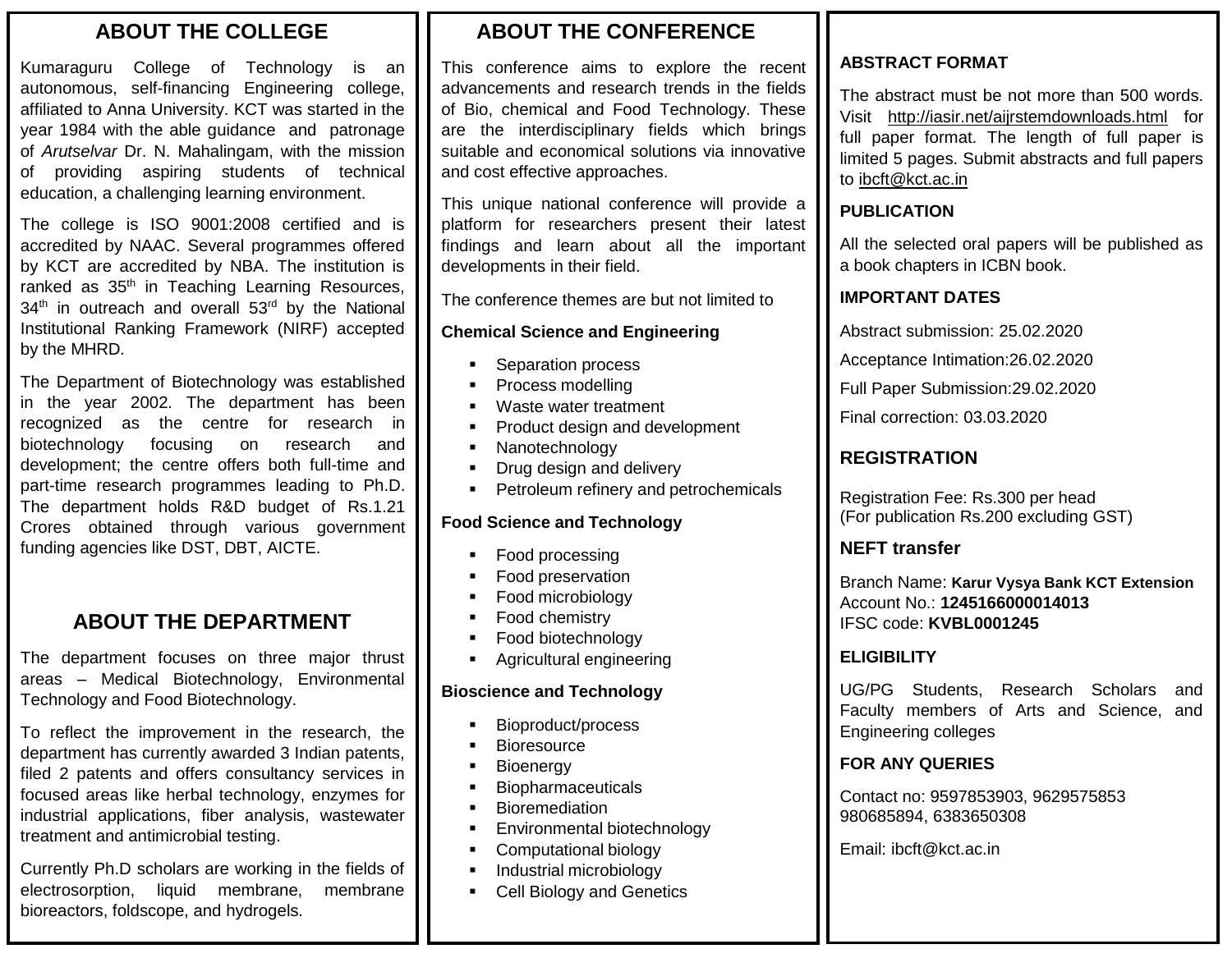## ABOUT THE COLLEGE

Kumaraguru College of Technology is an autonomous, self-financing Engineering college, affiliated to Anna University. KCT was started in the year 1984 with the able guidance and patronage of *Arutselvar* Dr. N. Mahalingam, with the mission of providing aspiring students of technical education, a challenging learning environment.

The college is ISO 9001:2008 certified and is accredited by NAAC. Several programmes offered by KCT are accredited by NBA. The institution is ranked as 35$^{th}$ in Teaching Learning Resources, 34$^{th}$ in outreach and overall 53$^{rd}$ by the National Institutional Ranking Framework (NIRF) accepted by the MHRD.

The Department of Biotechnology was established in the year 2002. The department has been recognized as the centre for research in biotechnology focusing on research and development; the centre offers both full-time and part-time research programmes leading to Ph.D. The department holds R&D budget of Rs.1.21 Crores obtained through various government funding agencies like DST, DBT, AICTE.

## ABOUT THE DEPARTMENT

The department focuses on three major thrust areas – Medical Biotechnology, Environmental Technology and Food Biotechnology.

To reflect the improvement in the research, the department has currently awarded 3 Indian patents, filed 2 patents and offers consultancy services in focused areas like herbal technology, enzymes for industrial applications, fiber analysis, wastewater treatment and antimicrobial testing.

Currently Ph.D scholars are working in the fields of electrosorption, liquid membrane, membrane bioreactors, foldscope, and hydrogels.

## ABOUT THE CONFERENCE

This conference aims to explore the recent advancements and research trends in the fields of Bio, chemical and Food Technology. These are the interdisciplinary fields which brings suitable and economical solutions via innovative and cost effective approaches.

This unique national conference will provide a platform for researchers present their latest findings and learn about all the important developments in their field.

The conference themes are but not limited to

**Chemical Science and Engineering**

- Separation process
- Process modelling
- Waste water treatment
- Product design and development
- Nanotechnology
- Drug design and delivery
- Petroleum refinery and petrochemicals

**Food Science and Technology**

- Food processing
- Food preservation
- Food microbiology
- Food chemistry
- Food biotechnology
- Agricultural engineering

**Bioscience and Technology**

- Bioproduct/process
- Bioresource
- Bioenergy
- Biopharmaceuticals
- Bioremediation
- Environmental biotechnology
- Computational biology
- Industrial microbiology
- Cell Biology and Genetics

### ABSTRACT FORMAT

The abstract must be not more than 500 words. Visit http://iasir.net/aijrstemdownloads.html for full paper format. The length of full paper is limited 5 pages. Submit abstracts and full papers to ibcft@kct.ac.in

### PUBLICATION

All the selected oral papers will be published as a book chapters in ICBN book.

### IMPORTANT DATES

Abstract submission: 25.02.2020

Acceptance Intimation:26.02.2020

Full Paper Submission:29.02.2020

Final correction: 03.03.2020

## REGISTRATION

Registration Fee: Rs.300 per head
(For publication Rs.200 excluding GST)

### NEFT transfer

Branch Name: **Karur Vysya Bank KCT Extension**
Account No.: **1245166000014013**
IFSC code: **KVBL0001245**

### ELIGIBILITY

UG/PG Students, Research Scholars and Faculty members of Arts and Science, and Engineering colleges

### FOR ANY QUERIES

Contact no: 9597853903, 9629575853
980685894, 6383650308

Email: ibcft@kct.ac.in